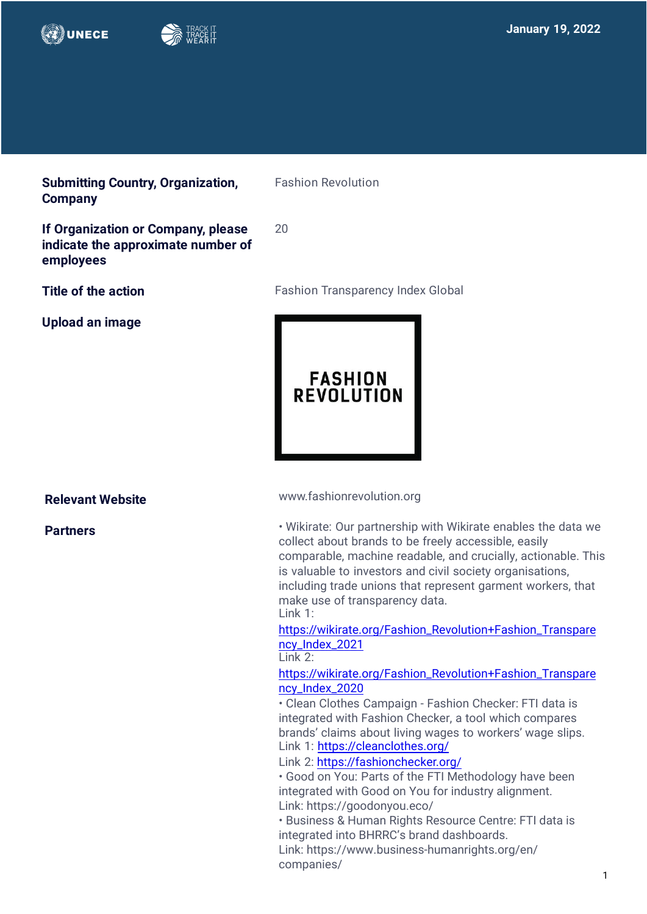January 19, 2022

| | |
|---|---|
| **Submitting Country, Organization, Company** | Fashion Revolution |
| **If Organization or Company, please indicate the approximate number of employees** | 20 |
| **Title of the action** | Fashion Transparency Index Global |
| **Upload an image** | FASHION REVOLUTION |
| **Relevant Website** | www.fashionrevolution.org |
| **Partners** | • Wikirate: Our partnership with Wikirate enables the data we collect about brands to be freely accessible, easily comparable, machine readable, and crucially, actionable. This is valuable to investors and civil society organisations, including trade unions that represent garment workers, that make use of transparency data.<br>Link 1: https://wikirate.org/Fashion_Revolution+Fashion_Transparency_Index_2021<br>Link 2: https://wikirate.org/Fashion_Revolution+Fashion_Transparency_Index_2020<br>• Clean Clothes Campaign - Fashion Checker: FTI data is integrated with Fashion Checker, a tool which compares brands' claims about living wages to workers' wage slips.<br>Link 1: https://cleanclothes.org/<br>Link 2: https://fashionchecker.org/<br>• Good on You: Parts of the FTI Methodology have been integrated with Good on You for industry alignment.<br>Link: https://goodonyou.eco/<br>• Business & Human Rights Resource Centre: FTI data is integrated into BHRRC's brand dashboards.<br>Link: https://www.business-humanrights.org/en/companies/ |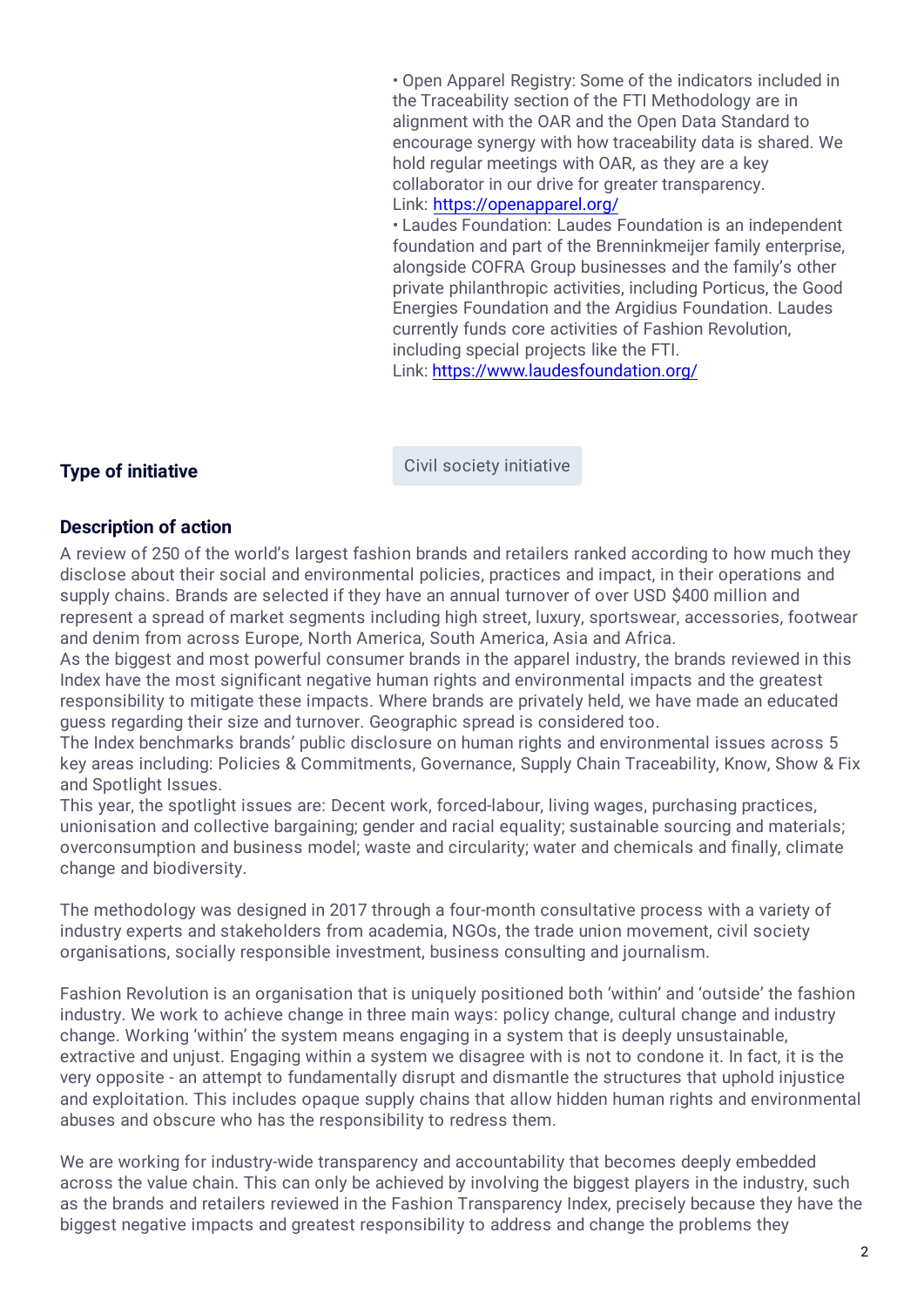• Open Apparel Registry: Some of the indicators included in the Traceability section of the FTI Methodology are in alignment with the OAR and the Open Data Standard to encourage synergy with how traceability data is shared. We hold regular meetings with OAR, as they are a key collaborator in our drive for greater transparency.
Link: https://openapparel.org/

• Laudes Foundation: Laudes Foundation is an independent foundation and part of the Brenninkmeijer family enterprise, alongside COFRA Group businesses and the family's other private philanthropic activities, including Porticus, the Good Energies Foundation and the Argidius Foundation. Laudes currently funds core activities of Fashion Revolution, including special projects like the FTI.
Link: https://www.laudesfoundation.org/

**Type of initiative**

Civil society initiative

**Description of action**

A review of 250 of the world's largest fashion brands and retailers ranked according to how much they disclose about their social and environmental policies, practices and impact, in their operations and supply chains. Brands are selected if they have an annual turnover of over USD $400 million and represent a spread of market segments including high street, luxury, sportswear, accessories, footwear and denim from across Europe, North America, South America, Asia and Africa.
As the biggest and most powerful consumer brands in the apparel industry, the brands reviewed in this Index have the most significant negative human rights and environmental impacts and the greatest responsibility to mitigate these impacts. Where brands are privately held, we have made an educated guess regarding their size and turnover. Geographic spread is considered too.
The Index benchmarks brands' public disclosure on human rights and environmental issues across 5 key areas including: Policies & Commitments, Governance, Supply Chain Traceability, Know, Show & Fix and Spotlight Issues.
This year, the spotlight issues are: Decent work, forced-labour, living wages, purchasing practices, unionisation and collective bargaining; gender and racial equality; sustainable sourcing and materials; overconsumption and business model; waste and circularity; water and chemicals and finally, climate change and biodiversity.

The methodology was designed in 2017 through a four-month consultative process with a variety of industry experts and stakeholders from academia, NGOs, the trade union movement, civil society organisations, socially responsible investment, business consulting and journalism.

Fashion Revolution is an organisation that is uniquely positioned both 'within' and 'outside' the fashion industry. We work to achieve change in three main ways: policy change, cultural change and industry change. Working 'within' the system means engaging in a system that is deeply unsustainable, extractive and unjust. Engaging within a system we disagree with is not to condone it. In fact, it is the very opposite - an attempt to fundamentally disrupt and dismantle the structures that uphold injustice and exploitation. This includes opaque supply chains that allow hidden human rights and environmental abuses and obscure who has the responsibility to redress them.

We are working for industry-wide transparency and accountability that becomes deeply embedded across the value chain. This can only be achieved by involving the biggest players in the industry, such as the brands and retailers reviewed in the Fashion Transparency Index, precisely because they have the biggest negative impacts and greatest responsibility to address and change the problems they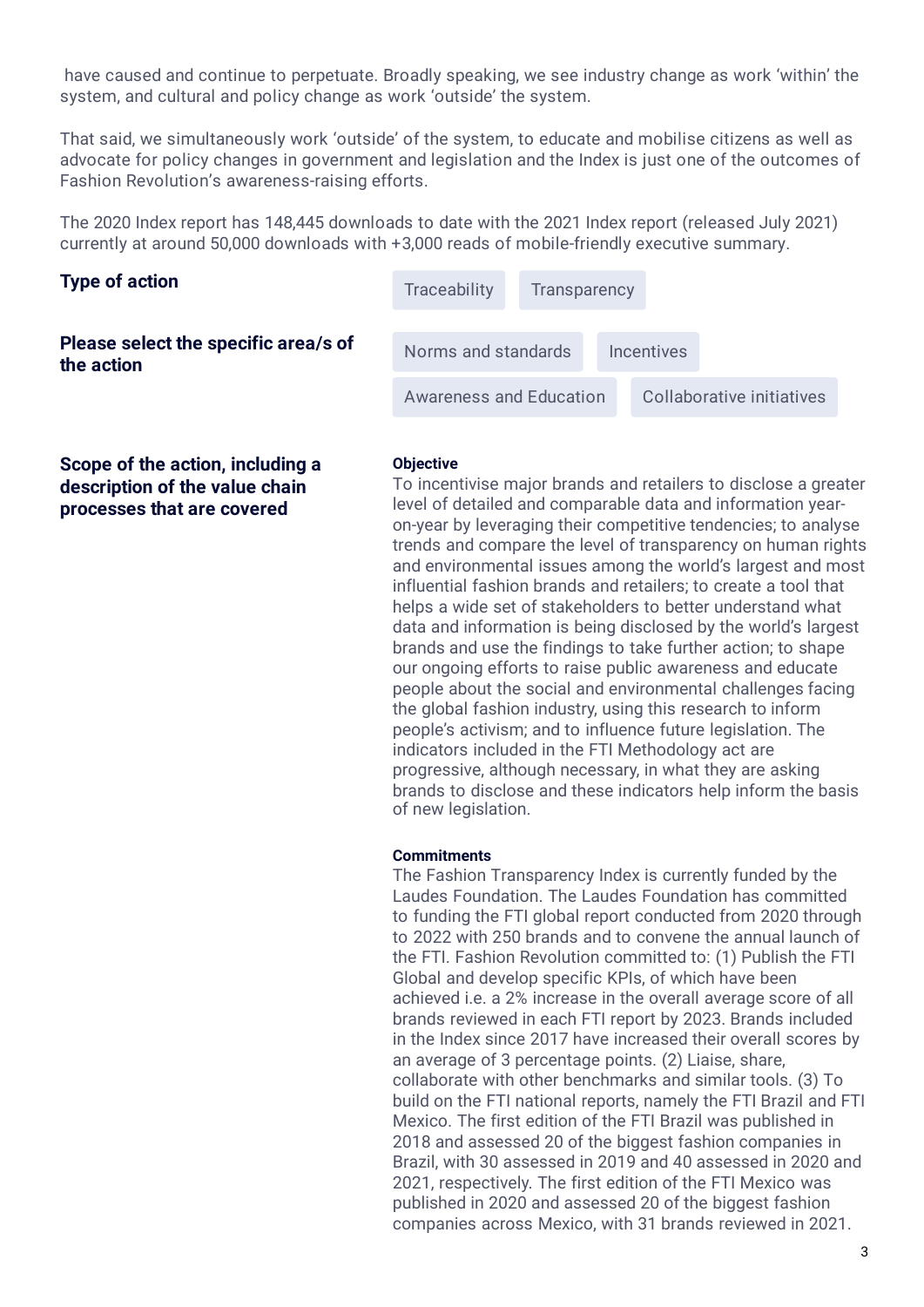have caused and continue to perpetuate. Broadly speaking, we see industry change as work 'within' the system, and cultural and policy change as work 'outside' the system.

That said, we simultaneously work 'outside' of the system, to educate and mobilise citizens as well as advocate for policy changes in government and legislation and the Index is just one of the outcomes of Fashion Revolution's awareness-raising efforts.

The 2020 Index report has 148,445 downloads to date with the 2021 Index report (released July 2021) currently at around 50,000 downloads with +3,000 reads of mobile-friendly executive summary.

**Type of action**

Traceability | Transparency

**Please select the specific area/s of the action**

Norms and standards | Incentives | Awareness and Education | Collaborative initiatives

**Scope of the action, including a description of the value chain processes that are covered**

**Objective**

To incentivise major brands and retailers to disclose a greater level of detailed and comparable data and information year-on-year by leveraging their competitive tendencies; to analyse trends and compare the level of transparency on human rights and environmental issues among the world's largest and most influential fashion brands and retailers; to create a tool that helps a wide set of stakeholders to better understand what data and information is being disclosed by the world's largest brands and use the findings to take further action; to shape our ongoing efforts to raise public awareness and educate people about the social and environmental challenges facing the global fashion industry, using this research to inform people's activism; and to influence future legislation. The indicators included in the FTI Methodology act are progressive, although necessary, in what they are asking brands to disclose and these indicators help inform the basis of new legislation.

**Commitments**

The Fashion Transparency Index is currently funded by the Laudes Foundation. The Laudes Foundation has committed to funding the FTI global report conducted from 2020 through to 2022 with 250 brands and to convene the annual launch of the FTI. Fashion Revolution committed to: (1) Publish the FTI Global and develop specific KPIs, of which have been achieved i.e. a 2% increase in the overall average score of all brands reviewed in each FTI report by 2023. Brands included in the Index since 2017 have increased their overall scores by an average of 3 percentage points. (2) Liaise, share, collaborate with other benchmarks and similar tools. (3) To build on the FTI national reports, namely the FTI Brazil and FTI Mexico. The first edition of the FTI Brazil was published in 2018 and assessed 20 of the biggest fashion companies in Brazil, with 30 assessed in 2019 and 40 assessed in 2020 and 2021, respectively. The first edition of the FTI Mexico was published in 2020 and assessed 20 of the biggest fashion companies across Mexico, with 31 brands reviewed in 2021.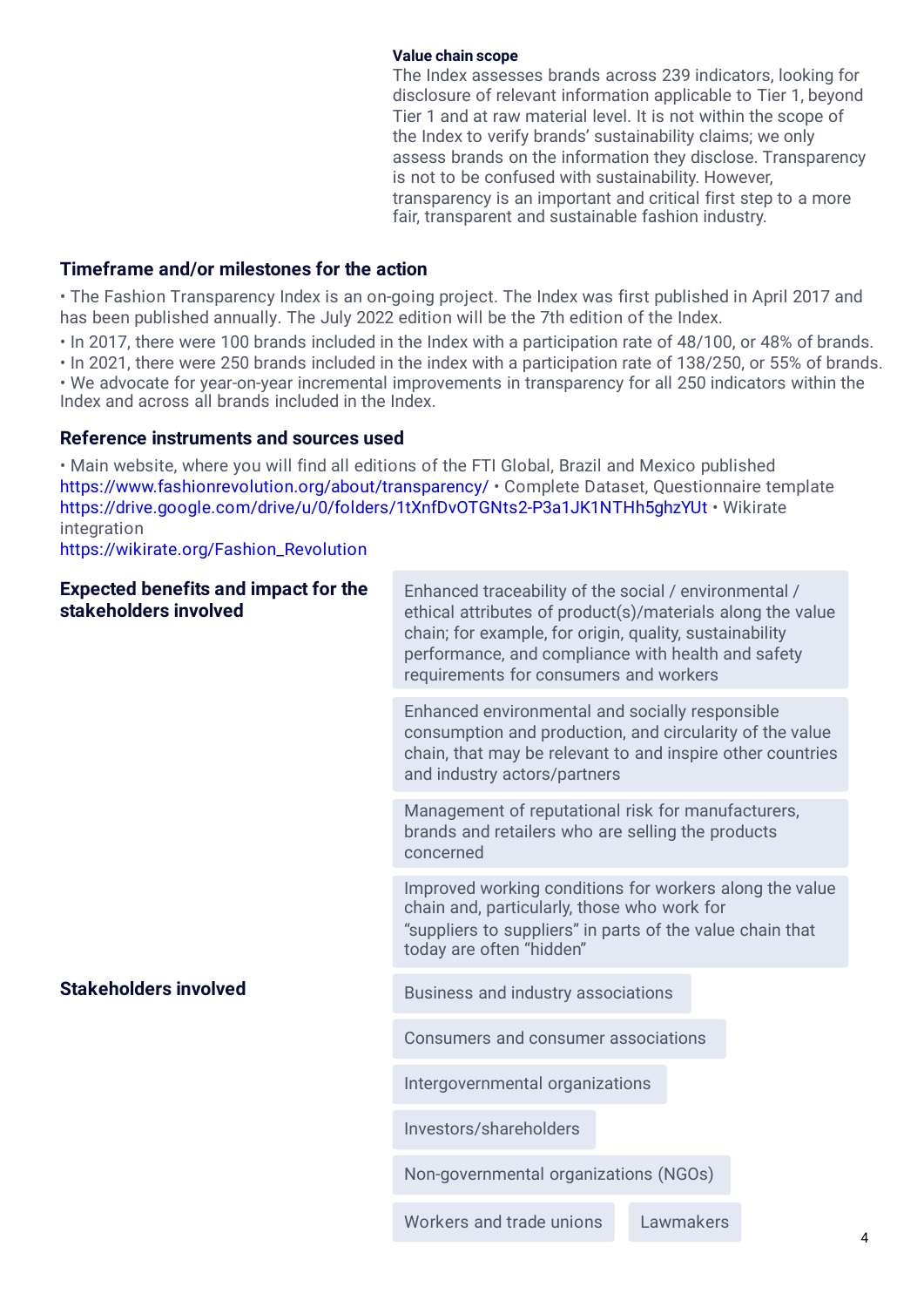**Value chain scope**

The Index assesses brands across 239 indicators, looking for disclosure of relevant information applicable to Tier 1, beyond Tier 1 and at raw material level. It is not within the scope of the Index to verify brands' sustainability claims; we only assess brands on the information they disclose. Transparency is not to be confused with sustainability. However, transparency is an important and critical first step to a more fair, transparent and sustainable fashion industry.

## Timeframe and/or milestones for the action

• The Fashion Transparency Index is an on-going project. The Index was first published in April 2017 and has been published annually. The July 2022 edition will be the 7th edition of the Index.

• In 2017, there were 100 brands included in the Index with a participation rate of 48/100, or 48% of brands.

• In 2021, there were 250 brands included in the index with a participation rate of 138/250, or 55% of brands.

• We advocate for year-on-year incremental improvements in transparency for all 250 indicators within the Index and across all brands included in the Index.

## Reference instruments and sources used

• Main website, where you will find all editions of the FTI Global, Brazil and Mexico published https://www.fashionrevolution.org/about/transparency/ • Complete Dataset, Questionnaire template https://drive.google.com/drive/u/0/folders/1tXnfDvOTGNts2-P3a1JK1NTHh5ghzYUt • Wikirate integration https://wikirate.org/Fashion_Revolution

## Expected benefits and impact for the stakeholders involved

- Enhanced traceability of the social / environmental / ethical attributes of product(s)/materials along the value chain; for example, for origin, quality, sustainability performance, and compliance with health and safety requirements for consumers and workers
- Enhanced environmental and socially responsible consumption and production, and circularity of the value chain, that may be relevant to and inspire other countries and industry actors/partners
- Management of reputational risk for manufacturers, brands and retailers who are selling the products concerned
- Improved working conditions for workers along the value chain and, particularly, those who work for "suppliers to suppliers" in parts of the value chain that today are often "hidden"

## Stakeholders involved

- Business and industry associations
- Consumers and consumer associations
- Intergovernmental organizations
- Investors/shareholders
- Non-governmental organizations (NGOs)
- Workers and trade unions
- Lawmakers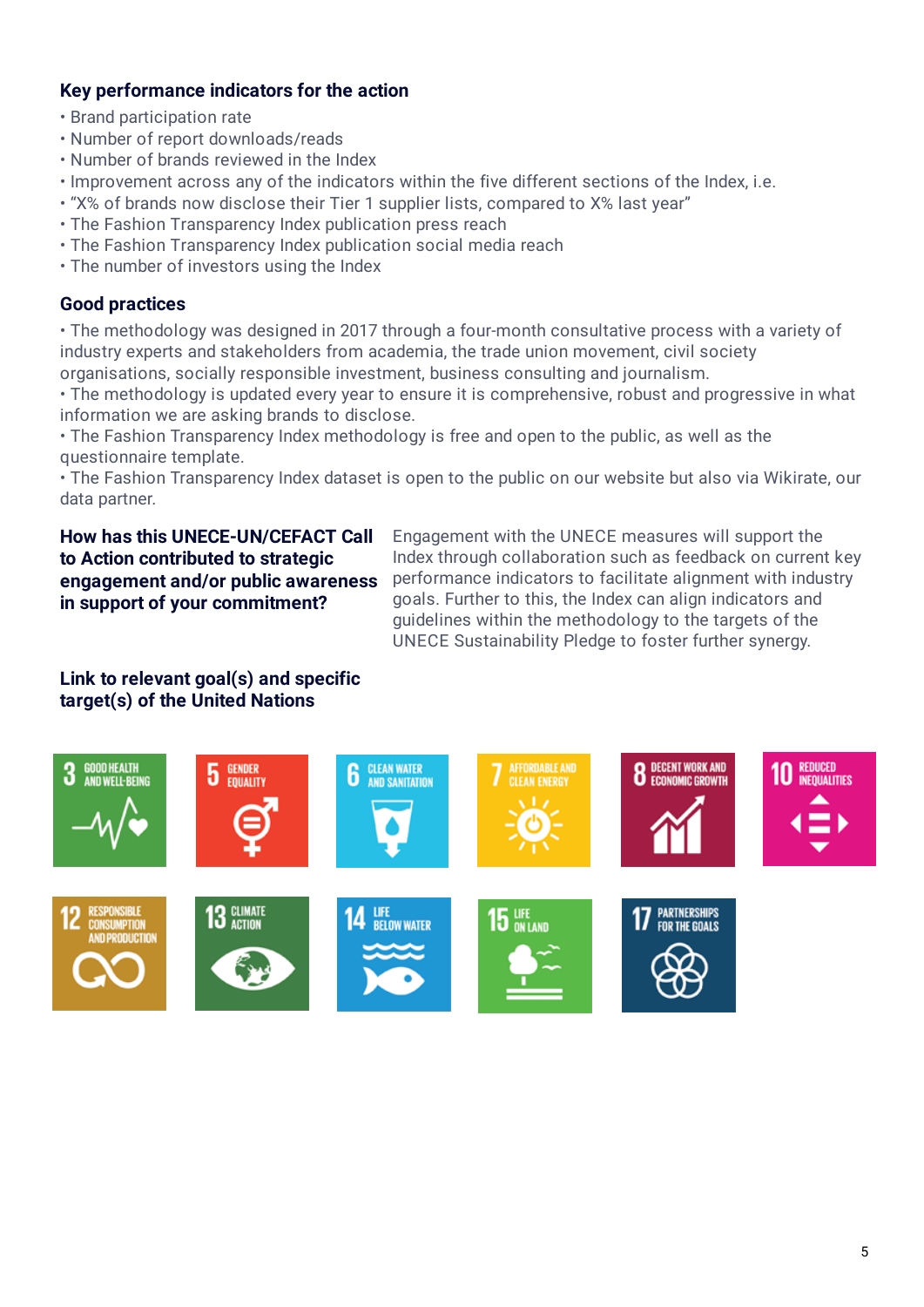### Key performance indicators for the action

- Brand participation rate
- Number of report downloads/reads
- Number of brands reviewed in the Index
- Improvement across any of the indicators within the five different sections of the Index, i.e.
- “X% of brands now disclose their Tier 1 supplier lists, compared to X% last year”
- The Fashion Transparency Index publication press reach
- The Fashion Transparency Index publication social media reach
- The number of investors using the Index

### Good practices

- The methodology was designed in 2017 through a four-month consultative process with a variety of industry experts and stakeholders from academia, the trade union movement, civil society organisations, socially responsible investment, business consulting and journalism.
- The methodology is updated every year to ensure it is comprehensive, robust and progressive in what information we are asking brands to disclose.
- The Fashion Transparency Index methodology is free and open to the public, as well as the questionnaire template.
- The Fashion Transparency Index dataset is open to the public on our website but also via Wikirate, our data partner.

### How has this UNECE-UN/CEFACT Call to Action contributed to strategic engagement and/or public awareness in support of your commitment?

Engagement with the UNECE measures will support the Index through collaboration such as feedback on current key performance indicators to facilitate alignment with industry goals. Further to this, the Index can align indicators and guidelines within the methodology to the targets of the UNECE Sustainability Pledge to foster further synergy.

### Link to relevant goal(s) and specific target(s) of the United Nations

3 GOOD HEALTH AND WELL-BEING
5 GENDER EQUALITY
6 CLEAN WATER AND SANITATION
7 AFFORDABLE AND CLEAN ENERGY
8 DECENT WORK AND ECONOMIC GROWTH
10 REDUCED INEQUALITIES
12 RESPONSIBLE CONSUMPTION AND PRODUCTION
13 CLIMATE ACTION
14 LIFE BELOW WATER
15 LIFE ON LAND
17 PARTNERSHIPS FOR THE GOALS